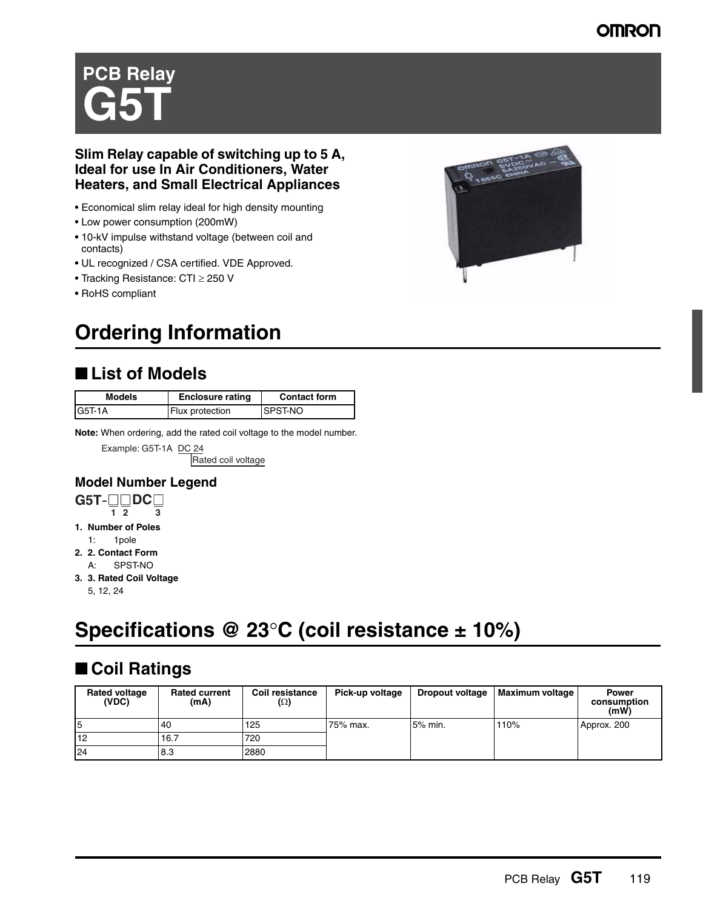# PCB Relay
# G5T

**Slim Relay capable of switching up to 5 A, Ideal for use In Air Conditioners, Water Heaters, and Small Electrical Appliances**

- Economical slim relay ideal for high density mounting
- Low power consumption (200mW)
- 10-kV impulse withstand voltage (between coil and contacts)
- UL recognized / CSA certified. VDE Approved.
- Tracking Resistance: CTI ≥ 250 V
- RoHS compliant

# Ordering Information

## ■ List of Models

| Models | Enclosure rating | Contact form |
|---|---|---|
| G5T-1A | Flux protection | SPST-NO |

**Note:** When ordering, add the rated coil voltage to the model number.

Example: G5T-1A DC 24
Rated coil voltage

### Model Number Legend

G5T-□□DC□
1 2 3

1. **Number of Poles**
   1: 1pole
2. **2. Contact Form**
   A: SPST-NO
3. **3. Rated Coil Voltage**
   5, 12, 24

# Specifications @ 23°C (coil resistance ± 10%)

## ■ Coil Ratings

| Rated voltage (VDC) | Rated current (mA) | Coil resistance (Ω) | Pick-up voltage | Dropout voltage | Maximum voltage | Power consumption (mW) |
|---|---|---|---|---|---|---|
| 5 | 40 | 125 | 75% max. | 5% min. | 110% | Approx. 200 |
| 12 | 16.7 | 720 | | | | |
| 24 | 8.3 | 2880 | | | | |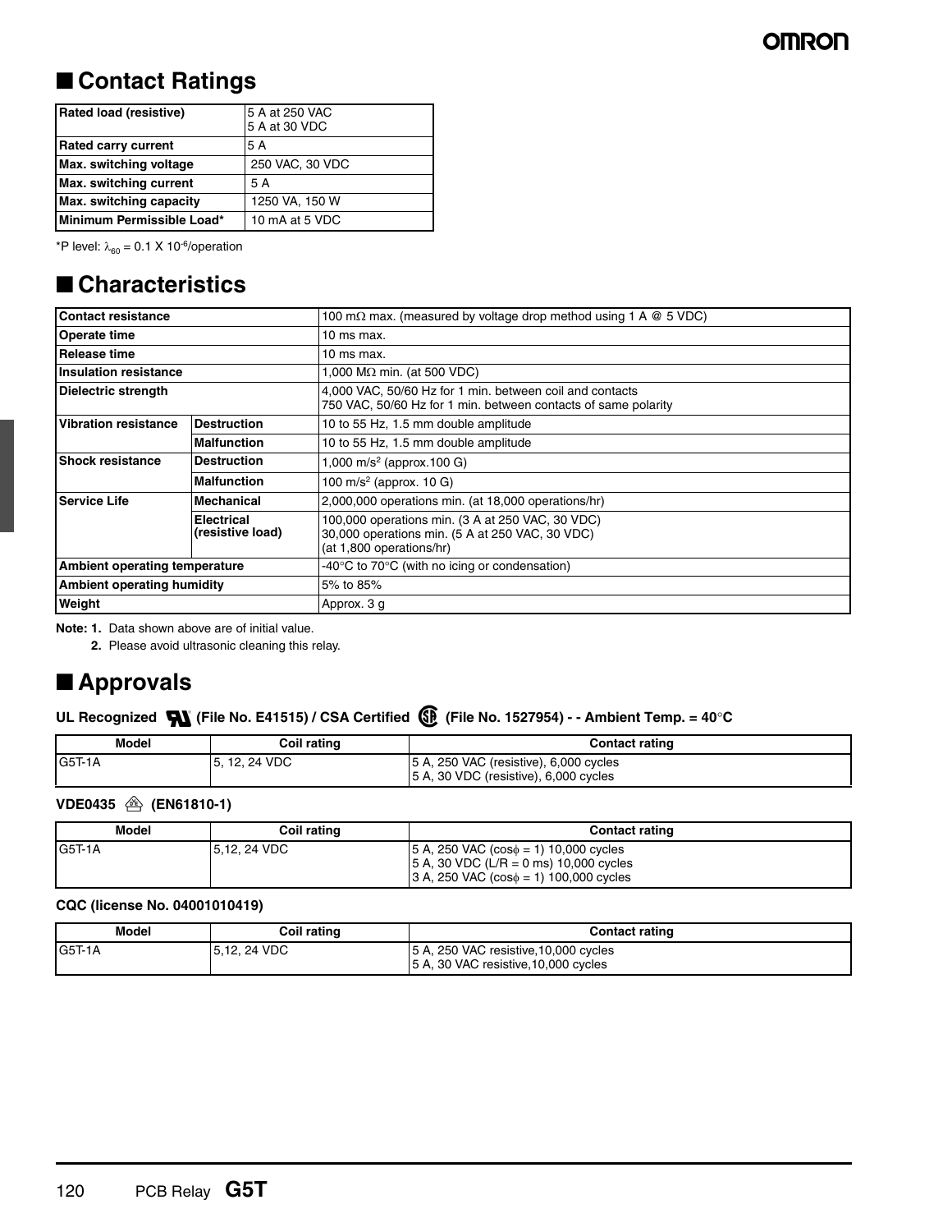## ■ Contact Ratings

| Rated load (resistive) | 5 A at 250 VAC<br>5 A at 30 VDC |
|---|---|
| Rated carry current | 5 A |
| Max. switching voltage | 250 VAC, 30 VDC |
| Max. switching current | 5 A |
| Max. switching capacity | 1250 VA, 150 W |
| Minimum Permissible Load* | 10 mA at 5 VDC |

*P level: $\lambda_{60}$ = 0.1 X $10^{-6}$/operation

## ■ Characteristics

| Contact resistance | | 100 mΩ max. (measured by voltage drop method using 1 A @ 5 VDC) |
|---|---|---|
| Operate time | | 10 ms max. |
| Release time | | 10 ms max. |
| Insulation resistance | | 1,000 MΩ min. (at 500 VDC) |
| Dielectric strength | | 4,000 VAC, 50/60 Hz for 1 min. between coil and contacts<br>750 VAC, 50/60 Hz for 1 min. between contacts of same polarity |
| Vibration resistance | Destruction | 10 to 55 Hz, 1.5 mm double amplitude |
| | Malfunction | 10 to 55 Hz, 1.5 mm double amplitude |
| Shock resistance | Destruction | 1,000 $m/s^2$ (approx.100 G) |
| | Malfunction | 100 $m/s^2$ (approx. 10 G) |
| Service Life | Mechanical | 2,000,000 operations min. (at 18,000 operations/hr) |
| | Electrical (resistive load) | 100,000 operations min. (3 A at 250 VAC, 30 VDC)<br>30,000 operations min. (5 A at 250 VAC, 30 VDC)<br>(at 1,800 operations/hr) |
| Ambient operating temperature | | -40°C to 70°C (with no icing or condensation) |
| Ambient operating humidity | | 5% to 85% |
| Weight | | Approx. 3 g |

**Note: 1.** Data shown above are of initial value.

**2.** Please avoid ultrasonic cleaning this relay.

## ■ Approvals

**UL Recognized (File No. E41515) / CSA Certified (File No. 1527954) - - Ambient Temp. = 40°C**

| Model | Coil rating | Contact rating |
|---|---|---|
| G5T-1A | 5, 12, 24 VDC | 5 A, 250 VAC (resistive), 6,000 cycles<br>5 A, 30 VDC (resistive), 6,000 cycles |

**VDE0435 (EN61810-1)**

| Model | Coil rating | Contact rating |
|---|---|---|
| G5T-1A | 5,12, 24 VDC | 5 A, 250 VAC (cosϕ = 1) 10,000 cycles<br>5 A, 30 VDC (L/R = 0 ms) 10,000 cycles<br>3 A, 250 VAC (cosϕ = 1) 100,000 cycles |

**CQC (license No. 04001010419)**

| Model | Coil rating | Contact rating |
|---|---|---|
| G5T-1A | 5,12, 24 VDC | 5 A, 250 VAC resistive,10,000 cycles<br>5 A, 30 VAC resistive,10,000 cycles |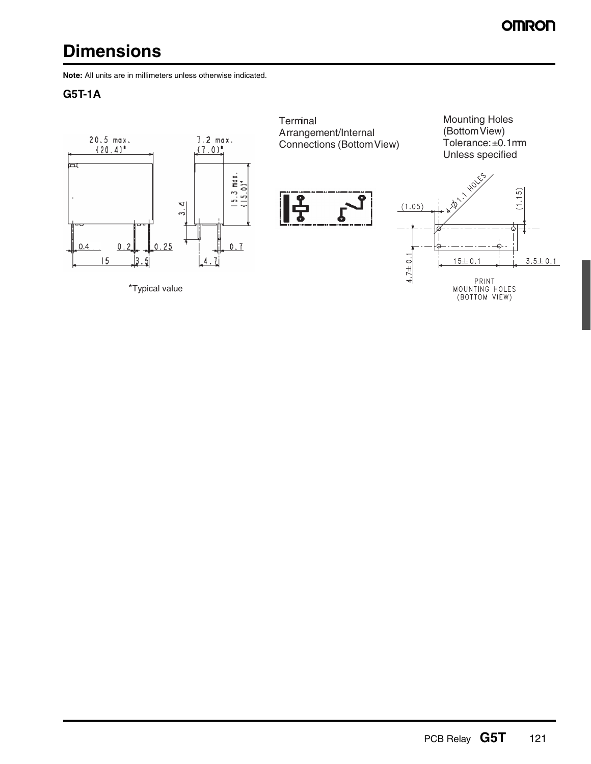# Dimensions

**Note:** All units are in millimeters unless otherwise indicated.

### G5T-1A

20.5 max.
(20.4)*

7.2 max.
(7.0)*

15.3 max.
(15.0)*

3.4

0.4 0.2 0.25 0.7

15 3.5 4.7

*Typical value

Terminal Arrangement/Internal Connections (Bottom View)

Mounting Holes (Bottom View)
Tolerance: ±0.1mm
Unless specified

4-Ø1.1 HOLES

(1.05) (1.15)

4.7±0.1 15±0.1 3.5±0.1

PRINT
MOUNTING HOLES
(BOTTOM VIEW)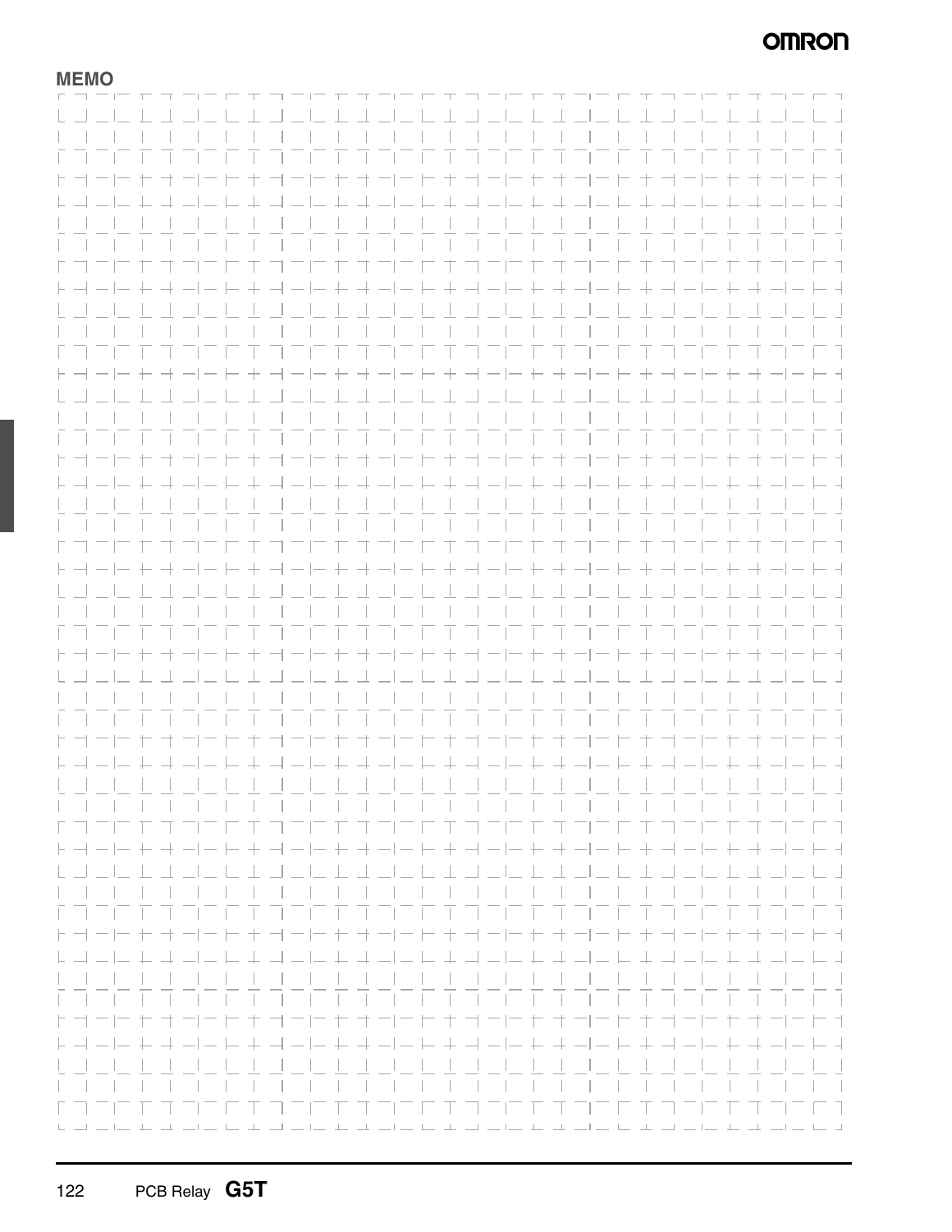MEMO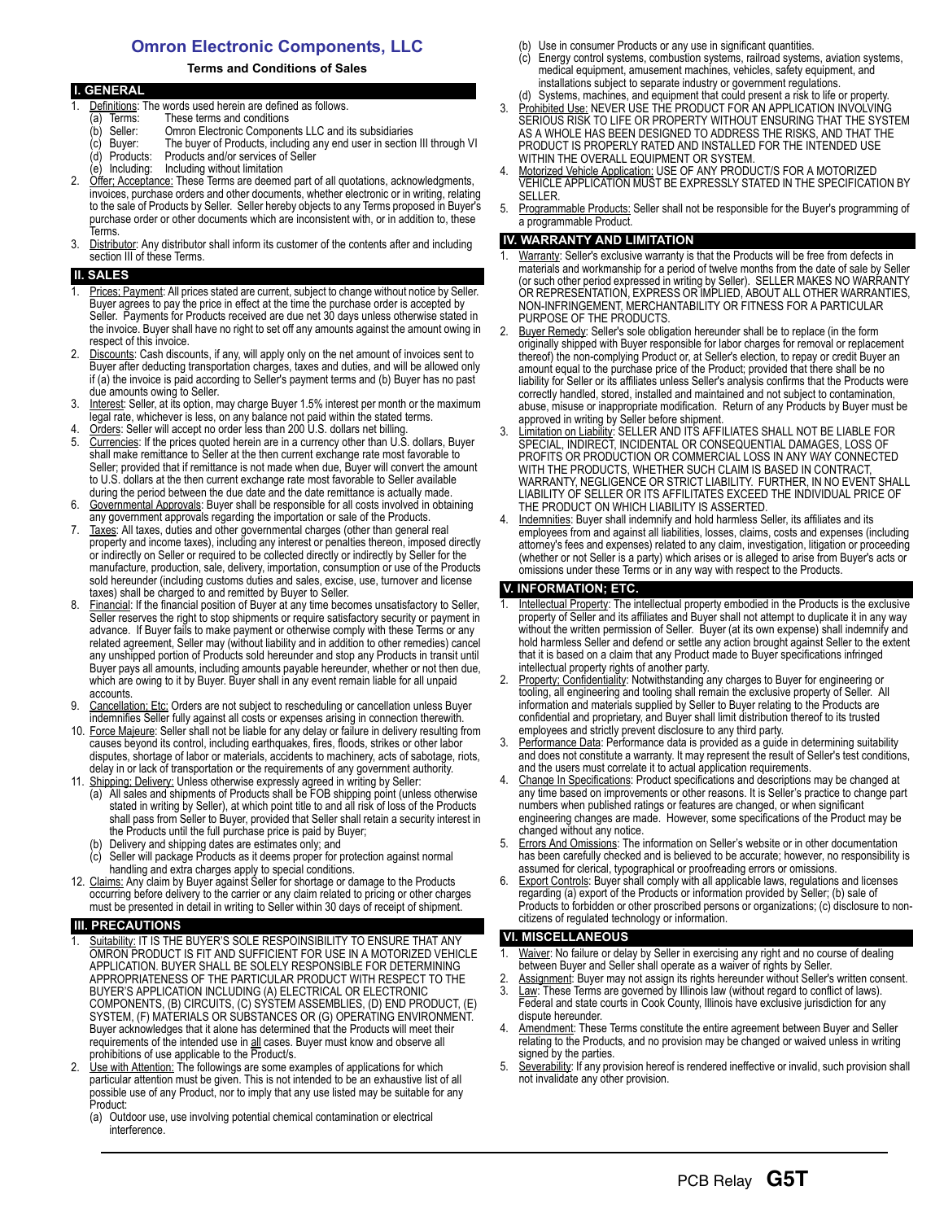# Omron Electronic Components, LLC

**Terms and Conditions of Sales**

## I. GENERAL

1. Definitions: The words used herein are defined as follows.
   - (a) Terms: These terms and conditions
   - (b) Seller: Omron Electronic Components LLC and its subsidiaries
   - (c) Buyer: The buyer of Products, including any end user in section III through VI
   - (d) Products: Products and/or services of Seller
   - (e) Including: Including without limitation
2. Offer; Acceptance: These Terms are deemed part of all quotations, acknowledgments, invoices, purchase orders and other documents, whether electronic or in writing, relating to the sale of Products by Seller. Seller hereby objects to any Terms proposed in Buyer's purchase order or other documents which are inconsistent with, or in addition to, these Terms.
3. Distributor: Any distributor shall inform its customer of the contents after and including section III of these Terms.

## II. SALES

1. Prices; Payment: All prices stated are current, subject to change without notice by Seller. Buyer agrees to pay the price in effect at the time the purchase order is accepted by Seller. Payments for Products received are due net 30 days unless otherwise stated in the invoice. Buyer shall have no right to set off any amounts against the amount owing in respect of this invoice.
2. Discounts: Cash discounts, if any, will apply only on the net amount of invoices sent to Buyer after deducting transportation charges, taxes and duties, and will be allowed only if (a) the invoice is paid according to Seller's payment terms and (b) Buyer has no past due amounts owing to Seller.
3. Interest: Seller, at its option, may charge Buyer 1.5% interest per month or the maximum legal rate, whichever is less, on any balance not paid within the stated terms.
4. Orders: Seller will accept no order less than 200 U.S. dollars net billing.
5. Currencies: If the prices quoted herein are in a currency other than U.S. dollars, Buyer shall make remittance to Seller at the then current exchange rate most favorable to Seller; provided that if remittance is not made when due, Buyer will convert the amount to U.S. dollars at the then current exchange rate most favorable to Seller available during the period between the due date and the date remittance is actually made.
6. Governmental Approvals: Buyer shall be responsible for all costs involved in obtaining any government approvals regarding the importation or sale of the Products.
7. Taxes: All taxes, duties and other governmental charges (other than general real property and income taxes), including any interest or penalties thereon, imposed directly or indirectly on Seller or required to be collected directly or indirectly by Seller for the manufacture, production, sale, delivery, importation, consumption or use of the Products sold hereunder (including customs duties and sales, excise, use, turnover and license taxes) shall be charged to and remitted by Buyer to Seller.
8. Financial: If the financial position of Buyer at any time becomes unsatisfactory to Seller, Seller reserves the right to stop shipments or require satisfactory security or payment in advance. If Buyer fails to make payment or otherwise comply with these Terms or any related agreement, Seller may (without liability and in addition to other remedies) cancel any unshipped portion of Products sold hereunder and stop any Products in transit until Buyer pays all amounts, including amounts payable hereunder, whether or not then due, which are owing to it by Buyer. Buyer shall in any event remain liable for all unpaid accounts.
9. Cancellation; Etc: Orders are not subject to rescheduling or cancellation unless Buyer indemnifies Seller fully against all costs or expenses arising in connection therewith.
10. Force Majeure: Seller shall not be liable for any delay or failure in delivery resulting from causes beyond its control, including earthquakes, fires, floods, strikes or other labor disputes, shortage of labor or materials, accidents to machinery, acts of sabotage, riots, delay in or lack of transportation or the requirements of any government authority.
11. Shipping; Delivery: Unless otherwise expressly agreed in writing by Seller:
    - (a) All sales and shipments of Products shall be FOB shipping point (unless otherwise stated in writing by Seller), at which point title to and all risk of loss of the Products shall pass from Seller to Buyer, provided that Seller shall retain a security interest in the Products until the full purchase price is paid by Buyer;
    - (b) Delivery and shipping dates are estimates only; and
    - (c) Seller will package Products as it deems proper for protection against normal handling and extra charges apply to special conditions.
12. Claims: Any claim by Buyer against Seller for shortage or damage to the Products occurring before delivery to the carrier or any claim related to pricing or other charges must be presented in detail in writing to Seller within 30 days of receipt of shipment.

## III. PRECAUTIONS

1. Suitability: IT IS THE BUYER'S SOLE RESPOINSIBILITY TO ENSURE THAT ANY OMRON PRODUCT IS FIT AND SUFFICIENT FOR USE IN A MOTORIZED VEHICLE APPLICATION. BUYER SHALL BE SOLELY RESPONSIBLE FOR DETERMINING APPROPRIATENESS OF THE PARTICULAR PRODUCT WITH RESPECT TO THE BUYER'S APPLICATION INCLUDING (A) ELECTRICAL OR ELECTRONIC COMPONENTS, (B) CIRCUITS, (C) SYSTEM ASSEMBLIES, (D) END PRODUCT, (E) SYSTEM, (F) MATERIALS OR SUBSTANCES OR (G) OPERATING ENVIRONMENT. Buyer acknowledges that it alone has determined that the Products will meet their requirements of the intended use in all cases. Buyer must know and observe all prohibitions of use applicable to the Product/s.
2. Use with Attention: The followings are some examples of applications for which particular attention must be given. This is not intended to be an exhaustive list of all possible use of any Product, nor to imply that any use listed may be suitable for any Product:
   - (a) Outdoor use, use involving potential chemical contamination or electrical interference.
   - (b) Use in consumer Products or any use in significant quantities.
   - (c) Energy control systems, combustion systems, railroad systems, aviation systems, medical equipment, amusement machines, vehicles, safety equipment, and installations subject to separate industry or government regulations.
   - (d) Systems, machines, and equipment that could present a risk to life or property.
3. Prohibited Use: NEVER USE THE PRODUCT FOR AN APPLICATION INVOLVING SERIOUS RISK TO LIFE OR PROPERTY WITHOUT ENSURING THAT THE SYSTEM AS A WHOLE HAS BEEN DESIGNED TO ADDRESS THE RISKS, AND THAT THE PRODUCT IS PROPERLY RATED AND INSTALLED FOR THE INTENDED USE WITHIN THE OVERALL EQUIPMENT OR SYSTEM.
4. Motorized Vehicle Application: USE OF ANY PRODUCT/S FOR A MOTORIZED VEHICLE APPLICATION MUST BE EXPRESSLY STATED IN THE SPECIFICATION BY SELLER.
5. Programmable Products: Seller shall not be responsible for the Buyer's programming of a programmable Product.

## IV. WARRANTY AND LIMITATION

1. Warranty: Seller's exclusive warranty is that the Products will be free from defects in materials and workmanship for a period of twelve months from the date of sale by Seller (or such other period expressed in writing by Seller). SELLER MAKES NO WARRANTY OR REPRESENTATION, EXPRESS OR IMPLIED, ABOUT ALL OTHER WARRANTIES, NON-INFRINGEMENT, MERCHANTABILITY OR FITNESS FOR A PARTICULAR PURPOSE OF THE PRODUCTS.
2. Buyer Remedy: Seller's sole obligation hereunder shall be to replace (in the form originally shipped with Buyer responsible for labor charges for removal or replacement thereof) the non-complying Product or, at Seller's election, to repay or credit Buyer an amount equal to the purchase price of the Product; provided that there shall be no liability for Seller or its affiliates unless Seller's analysis confirms that the Products were correctly handled, stored, installed and maintained and not subject to contamination, abuse, misuse or inappropriate modification. Return of any Products by Buyer must be approved in writing by Seller before shipment.
3. Limitation on Liability: SELLER AND ITS AFFILIATES SHALL NOT BE LIABLE FOR SPECIAL, INDIRECT, INCIDENTAL OR CONSEQUENTIAL DAMAGES, LOSS OF PROFITS OR PRODUCTION OR COMMERCIAL LOSS IN ANY WAY CONNECTED WITH THE PRODUCTS, WHETHER SUCH CLAIM IS BASED IN CONTRACT, WARRANTY, NEGLIGENCE OR STRICT LIABILITY. FURTHER, IN NO EVENT SHALL LIABILITY OF SELLER OR ITS AFFILIATES EXCEED THE INDIVIDUAL PRICE OF THE PRODUCT ON WHICH LIABILITY IS ASSERTED.
4. Indemnities: Buyer shall indemnify and hold harmless Seller, its affiliates and its employees from and against all liabilities, losses, claims, costs and expenses (including attorney's fees and expenses) related to any claim, investigation, litigation or proceeding (whether or not Seller is a party) which arises or is alleged to arise from Buyer's acts or omissions under these Terms or in any way with respect to the Products.

## V. INFORMATION; ETC.

1. Intellectual Property: The intellectual property embodied in the Products is the exclusive property of Seller and its affiliates and Buyer shall not attempt to duplicate it in any way without the written permission of Seller. Buyer (at its own expense) shall indemnify and hold harmless Seller and defend or settle any action brought against Seller to the extent that it is based on a claim that any Product made to Buyer specifications infringed intellectual property rights of another party.
2. Property; Confidentiality: Notwithstanding any charges to Buyer for engineering or tooling, all engineering and tooling shall remain the exclusive property of Seller. All information and materials supplied by Seller to Buyer relating to the Products are confidential and proprietary, and Buyer shall limit distribution thereof to its trusted employees and strictly prevent disclosure to any third party.
3. Performance Data: Performance data is provided as a guide in determining suitability and does not constitute a warranty. It may represent the result of Seller's test conditions, and the users must correlate it to actual application requirements.
4. Change In Specifications: Product specifications and descriptions may be changed at any time based on improvements or other reasons. It is Seller's practice to change part numbers when published ratings or features are changed, or when significant engineering changes are made. However, some specifications of the Product may be changed without any notice.
5. Errors And Omissions: The information on Seller's website or in other documentation has been carefully checked and is believed to be accurate; however, no responsibility is assumed for clerical, typographical or proofreading errors or omissions.
6. Export Controls: Buyer shall comply with all applicable laws, regulations and licenses regarding (a) export of the Products or information provided by Seller; (b) sale of Products to forbidden or other proscribed persons or organizations; (c) disclosure to non-citizens of regulated technology or information.

## VI. MISCELLANEOUS

1. Waiver: No failure or delay by Seller in exercising any right and no course of dealing between Buyer and Seller shall operate as a waiver of rights by Seller.
2. Assignment: Buyer may not assign its rights hereunder without Seller's written consent.
3. Law: These Terms are governed by Illinois law (without regard to conflict of laws). Federal and state courts in Cook County, Illinois have exclusive jurisdiction for any dispute hereunder.
4. Amendment: These Terms constitute the entire agreement between Buyer and Seller relating to the Products, and no provision may be changed or waived unless in writing signed by the parties.
5. Severability: If any provision hereof is rendered ineffective or invalid, such provision shall not invalidate any other provision.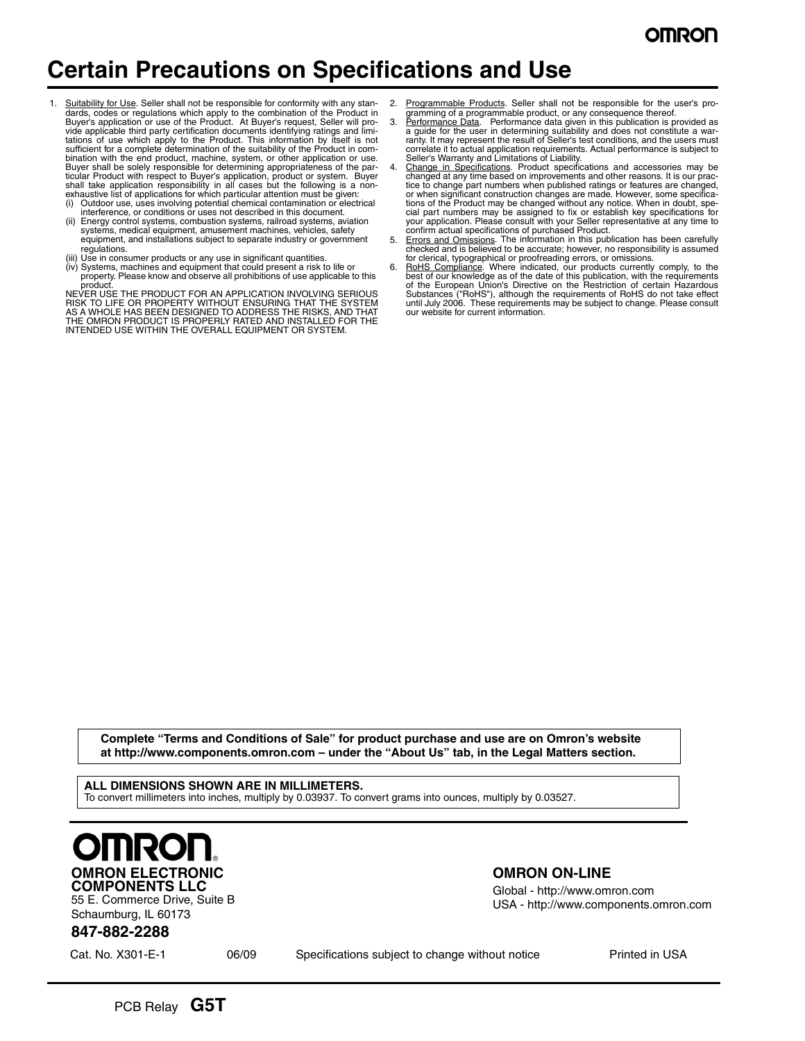# Certain Precautions on Specifications and Use

1. Suitability for Use. Seller shall not be responsible for conformity with any standards, codes or regulations which apply to the combination of the Product in Buyer's application or use of the Product. At Buyer's request, Seller will provide applicable third party certification documents identifying ratings and limitations of use which apply to the Product. This information by itself is not sufficient for a complete determination of the suitability of the Product in combination with the end product, machine, system, or other application or use. Buyer shall be solely responsible for determining appropriateness of the particular Product with respect to Buyer's application, product or system. Buyer shall take application responsibility in all cases but the following is a non-exhaustive list of applications for which particular attention must be given:
   - (i) Outdoor use, uses involving potential chemical contamination or electrical interference, or conditions or uses not described in this document.
   - (ii) Energy control systems, combustion systems, railroad systems, aviation systems, medical equipment, amusement machines, vehicles, safety equipment, and installations subject to separate industry or government regulations.
   - (iii) Use in consumer products or any use in significant quantities.
   - (iv) Systems, machines and equipment that could present a risk to life or property. Please know and observe all prohibitions of use applicable to this product.

   NEVER USE THE PRODUCT FOR AN APPLICATION INVOLVING SERIOUS RISK TO LIFE OR PROPERTY WITHOUT ENSURING THAT THE SYSTEM AS A WHOLE HAS BEEN DESIGNED TO ADDRESS THE RISKS, AND THAT THE OMRON PRODUCT IS PROPERLY RATED AND INSTALLED FOR THE INTENDED USE WITHIN THE OVERALL EQUIPMENT OR SYSTEM.
2. Programmable Products. Seller shall not be responsible for the user's programming of a programmable product, or any consequence thereof.
3. Performance Data. Performance data given in this publication is provided as a guide for the user in determining suitability and does not constitute a warranty. It may represent the result of Seller's test conditions, and the users must correlate it to actual application requirements. Actual performance is subject to Seller's Warranty and Limitations of Liability.
4. Change in Specifications. Product specifications and accessories may be changed at any time based on improvements and other reasons. It is our practice to change part numbers when published ratings or features are changed, or when significant construction changes are made. However, some specifications of the Product may be changed without any notice. When in doubt, special part numbers may be assigned to fix or establish key specifications for your application. Please consult with your Seller representative at any time to confirm actual specifications of purchased Product.
5. Errors and Omissions. The information in this publication has been carefully checked and is believed to be accurate; however, no responsibility is assumed for clerical, typographical or proofreading errors, or omissions.
6. RoHS Compliance. Where indicated, our products currently comply, to the best of our knowledge as of the date of this publication, with the requirements of the European Union's Directive on the Restriction of certain Hazardous Substances ("RoHS"), although the requirements of RoHS do not take effect until July 2006. These requirements may be subject to change. Please consult our website for current information.

**Complete "Terms and Conditions of Sale" for product purchase and use are on Omron's website at http://www.components.omron.com – under the "About Us" tab, in the Legal Matters section.**

**ALL DIMENSIONS SHOWN ARE IN MILLIMETERS.**
To convert millimeters into inches, multiply by 0.03937. To convert grams into ounces, multiply by 0.03527.

**OMRON**

**OMRON ELECTRONIC COMPONENTS LLC**
55 E. Commerce Drive, Suite B
Schaumburg, IL 60173

**847-882-2288**

**OMRON ON-LINE**
Global - http://www.omron.com
USA - http://www.components.omron.com

Cat. No. X301-E-1 06/09 Specifications subject to change without notice Printed in USA

PCB Relay **G5T**